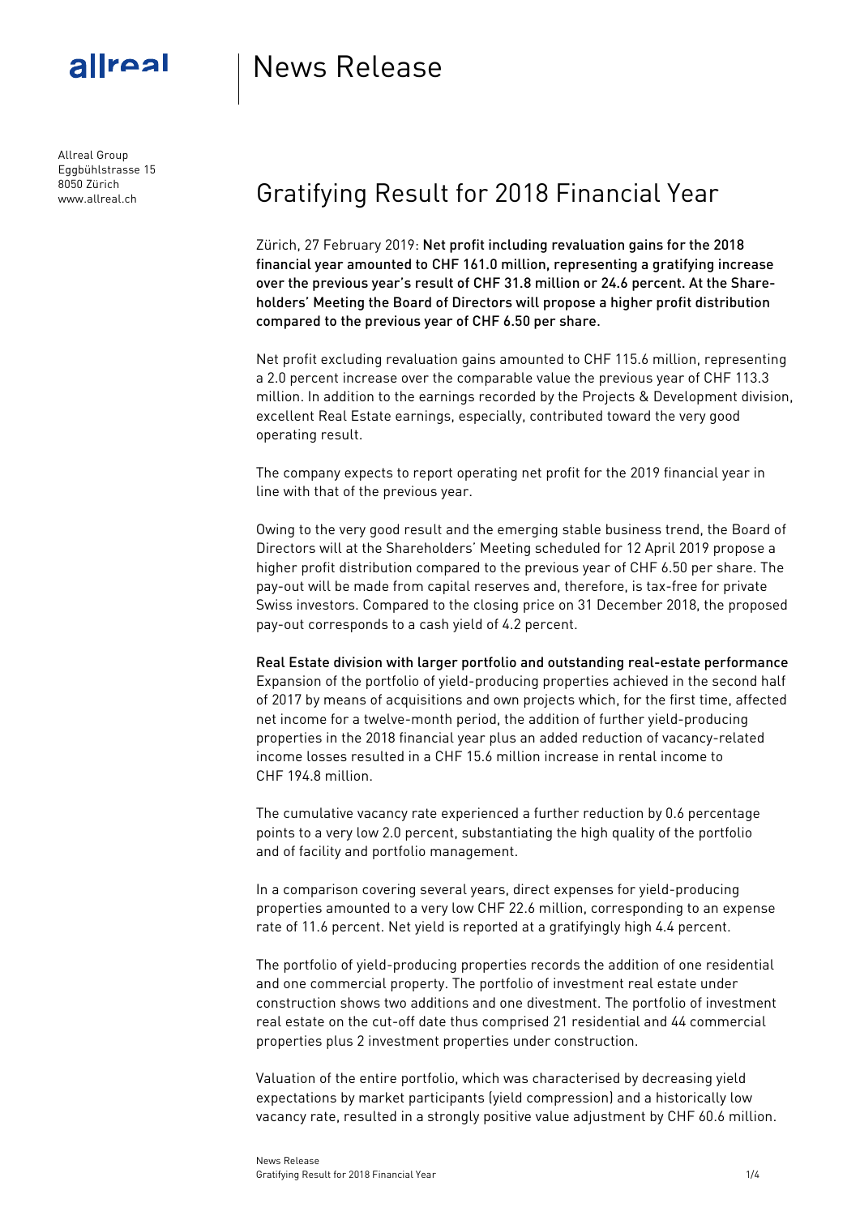# News Release

Allreal Group
Eggbühlstrasse 15
8050 Zürich
www.allreal.ch

## Gratifying Result for 2018 Financial Year

Zürich, 27 February 2019: **Net profit including revaluation gains for the 2018 financial year amounted to CHF 161.0 million, representing a gratifying increase over the previous year's result of CHF 31.8 million or 24.6 percent. At the Shareholders' Meeting the Board of Directors will propose a higher profit distribution compared to the previous year of CHF 6.50 per share.**

Net profit excluding revaluation gains amounted to CHF 115.6 million, representing a 2.0 percent increase over the comparable value the previous year of CHF 113.3 million. In addition to the earnings recorded by the Projects & Development division, excellent Real Estate earnings, especially, contributed toward the very good operating result.

The company expects to report operating net profit for the 2019 financial year in line with that of the previous year.

Owing to the very good result and the emerging stable business trend, the Board of Directors will at the Shareholders' Meeting scheduled for 12 April 2019 propose a higher profit distribution compared to the previous year of CHF 6.50 per share. The pay-out will be made from capital reserves and, therefore, is tax-free for private Swiss investors. Compared to the closing price on 31 December 2018, the proposed pay-out corresponds to a cash yield of 4.2 percent.

**Real Estate division with larger portfolio and outstanding real-estate performance**
Expansion of the portfolio of yield-producing properties achieved in the second half of 2017 by means of acquisitions and own projects which, for the first time, affected net income for a twelve-month period, the addition of further yield-producing properties in the 2018 financial year plus an added reduction of vacancy-related income losses resulted in a CHF 15.6 million increase in rental income to CHF 194.8 million.

The cumulative vacancy rate experienced a further reduction by 0.6 percentage points to a very low 2.0 percent, substantiating the high quality of the portfolio and of facility and portfolio management.

In a comparison covering several years, direct expenses for yield-producing properties amounted to a very low CHF 22.6 million, corresponding to an expense rate of 11.6 percent. Net yield is reported at a gratifyingly high 4.4 percent.

The portfolio of yield-producing properties records the addition of one residential and one commercial property. The portfolio of investment real estate under construction shows two additions and one divestment. The portfolio of investment real estate on the cut-off date thus comprised 21 residential and 44 commercial properties plus 2 investment properties under construction.

Valuation of the entire portfolio, which was characterised by decreasing yield expectations by market participants (yield compression) and a historically low vacancy rate, resulted in a strongly positive value adjustment by CHF 60.6 million.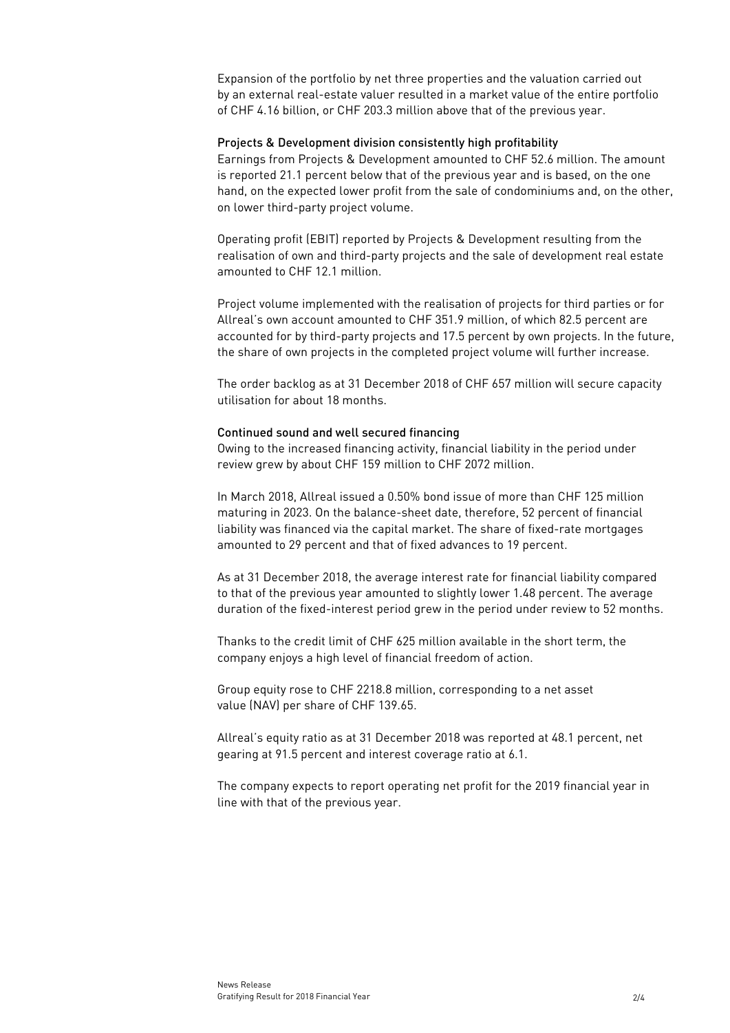Expansion of the portfolio by net three properties and the valuation carried out by an external real-estate valuer resulted in a market value of the entire portfolio of CHF 4.16 billion, or CHF 203.3 million above that of the previous year.

### Projects & Development division consistently high profitability

Earnings from Projects & Development amounted to CHF 52.6 million. The amount is reported 21.1 percent below that of the previous year and is based, on the one hand, on the expected lower profit from the sale of condominiums and, on the other, on lower third-party project volume.

Operating profit (EBIT) reported by Projects & Development resulting from the realisation of own and third-party projects and the sale of development real estate amounted to CHF 12.1 million.

Project volume implemented with the realisation of projects for third parties or for Allreal's own account amounted to CHF 351.9 million, of which 82.5 percent are accounted for by third-party projects and 17.5 percent by own projects. In the future, the share of own projects in the completed project volume will further increase.

The order backlog as at 31 December 2018 of CHF 657 million will secure capacity utilisation for about 18 months.

### Continued sound and well secured financing

Owing to the increased financing activity, financial liability in the period under review grew by about CHF 159 million to CHF 2072 million.

In March 2018, Allreal issued a 0.50% bond issue of more than CHF 125 million maturing in 2023. On the balance-sheet date, therefore, 52 percent of financial liability was financed via the capital market. The share of fixed-rate mortgages amounted to 29 percent and that of fixed advances to 19 percent.

As at 31 December 2018, the average interest rate for financial liability compared to that of the previous year amounted to slightly lower 1.48 percent. The average duration of the fixed-interest period grew in the period under review to 52 months.

Thanks to the credit limit of CHF 625 million available in the short term, the company enjoys a high level of financial freedom of action.

Group equity rose to CHF 2218.8 million, corresponding to a net asset value (NAV) per share of CHF 139.65.

Allreal's equity ratio as at 31 December 2018 was reported at 48.1 percent, net gearing at 91.5 percent and interest coverage ratio at 6.1.

The company expects to report operating net profit for the 2019 financial year in line with that of the previous year.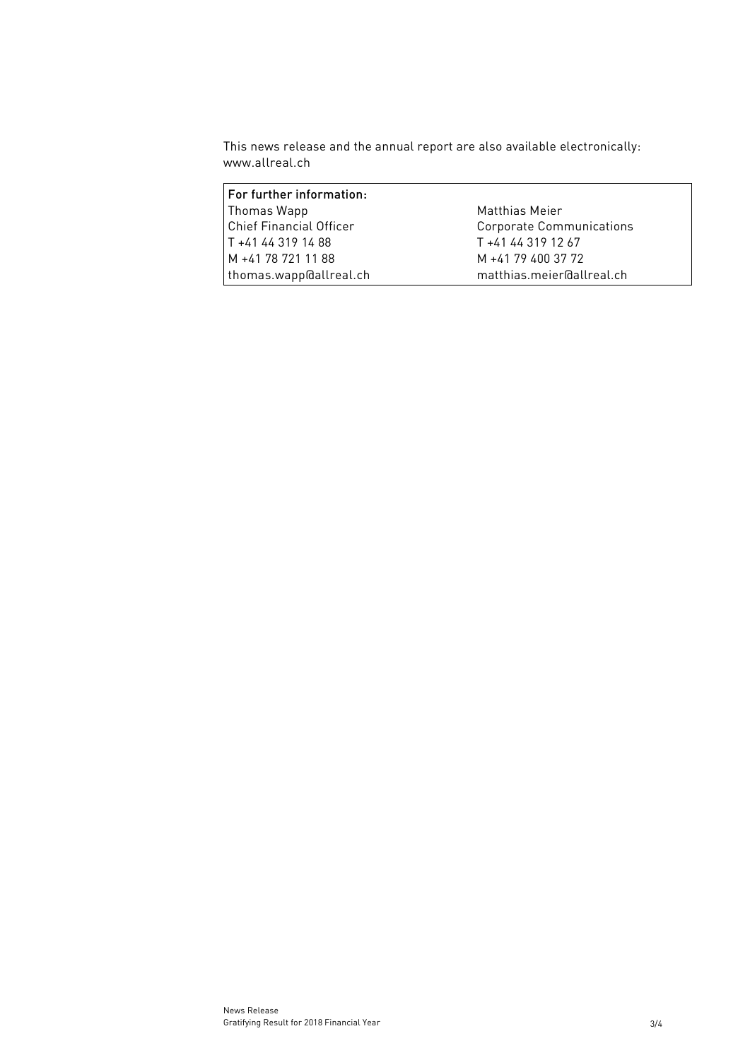This news release and the annual report are also available electronically: www.allreal.ch

| For further information: | |
|---|---|
| Thomas Wapp | Matthias Meier |
| Chief Financial Officer | Corporate Communications |
| T +41 44 319 14 88 | T +41 44 319 12 67 |
| M +41 78 721 11 88 | M +41 79 400 37 72 |
| thomas.wapp@allreal.ch | matthias.meier@allreal.ch |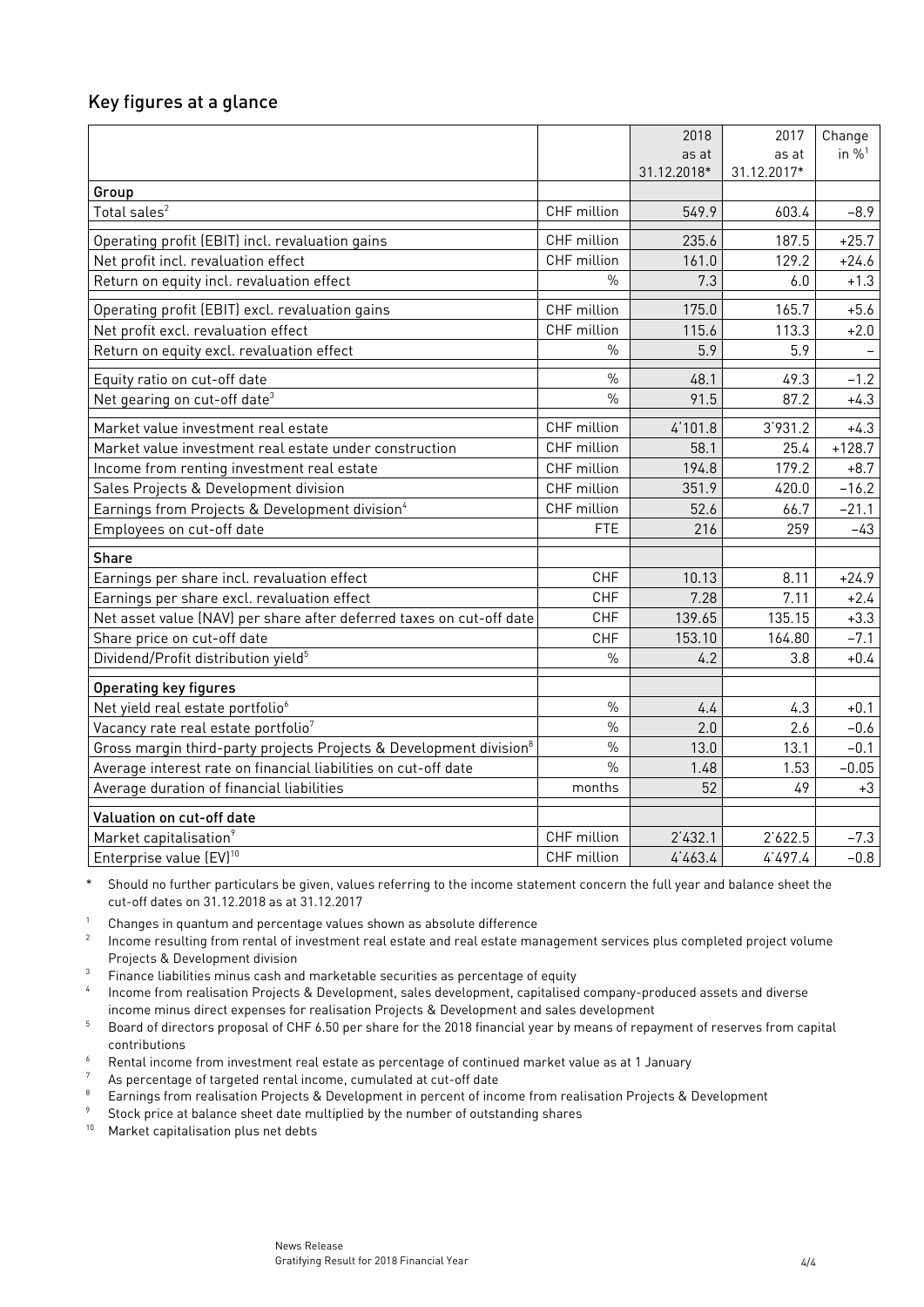## Key figures at a glance

| | | 2018 as at 31.12.2018* | 2017 as at 31.12.2017* | Change in %[1] |
|---|---|---|---|---|
| **Group** | | | | |
| Total sales[2] | CHF million | 549.9 | 603.4 | −8.9 |
| Operating profit (EBIT) incl. revaluation gains | CHF million | 235.6 | 187.5 | +25.7 |
| Net profit incl. revaluation effect | CHF million | 161.0 | 129.2 | +24.6 |
| Return on equity incl. revaluation effect | % | 7.3 | 6.0 | +1.3 |
| Operating profit (EBIT) excl. revaluation gains | CHF million | 175.0 | 165.7 | +5.6 |
| Net profit excl. revaluation effect | CHF million | 115.6 | 113.3 | +2.0 |
| Return on equity excl. revaluation effect | % | 5.9 | 5.9 | – |
| Equity ratio on cut-off date | % | 48.1 | 49.3 | −1.2 |
| Net gearing on cut-off date[3] | % | 91.5 | 87.2 | +4.3 |
| Market value investment real estate | CHF million | 4'101.8 | 3'931.2 | +4.3 |
| Market value investment real estate under construction | CHF million | 58.1 | 25.4 | +128.7 |
| Income from renting investment real estate | CHF million | 194.8 | 179.2 | +8.7 |
| Sales Projects & Development division | CHF million | 351.9 | 420.0 | −16.2 |
| Earnings from Projects & Development division[4] | CHF million | 52.6 | 66.7 | −21.1 |
| Employees on cut-off date | FTE | 216 | 259 | −43 |
| **Share** | | | | |
| Earnings per share incl. revaluation effect | CHF | 10.13 | 8.11 | +24.9 |
| Earnings per share excl. revaluation effect | CHF | 7.28 | 7.11 | +2.4 |
| Net asset value (NAV) per share after deferred taxes on cut-off date | CHF | 139.65 | 135.15 | +3.3 |
| Share price on cut-off date | CHF | 153.10 | 164.80 | −7.1 |
| Dividend/Profit distribution yield[5] | % | 4.2 | 3.8 | +0.4 |
| **Operating key figures** | | | | |
| Net yield real estate portfolio[6] | % | 4.4 | 4.3 | +0.1 |
| Vacancy rate real estate portfolio[7] | % | 2.0 | 2.6 | −0.6 |
| Gross margin third-party projects Projects & Development division[8] | % | 13.0 | 13.1 | −0.1 |
| Average interest rate on financial liabilities on cut-off date | % | 1.48 | 1.53 | −0.05 |
| Average duration of financial liabilities | months | 52 | 49 | +3 |
| **Valuation on cut-off date** | | | | |
| Market capitalisation[9] | CHF million | 2'432.1 | 2'622.5 | −7.3 |
| Enterprise value (EV)[10] | CHF million | 4'463.4 | 4'497.4 | −0.8 |

\* Should no further particulars be given, values referring to the income statement concern the full year and balance sheet the cut-off dates on 31.12.2018 as at 31.12.2017

[1] Changes in quantum and percentage values shown as absolute difference

[2] Income resulting from rental of investment real estate and real estate management services plus completed project volume Projects & Development division

[3] Finance liabilities minus cash and marketable securities as percentage of equity

[4] Income from realisation Projects & Development, sales development, capitalised company-produced assets and diverse income minus direct expenses for realisation Projects & Development and sales development

[5] Board of directors proposal of CHF 6.50 per share for the 2018 financial year by means of repayment of reserves from capital contributions

[6] Rental income from investment real estate as percentage of continued market value as at 1 January

[7] As percentage of targeted rental income, cumulated at cut-off date

[8] Earnings from realisation Projects & Development in percent of income from realisation Projects & Development

[9] Stock price at balance sheet date multiplied by the number of outstanding shares

[10] Market capitalisation plus net debts